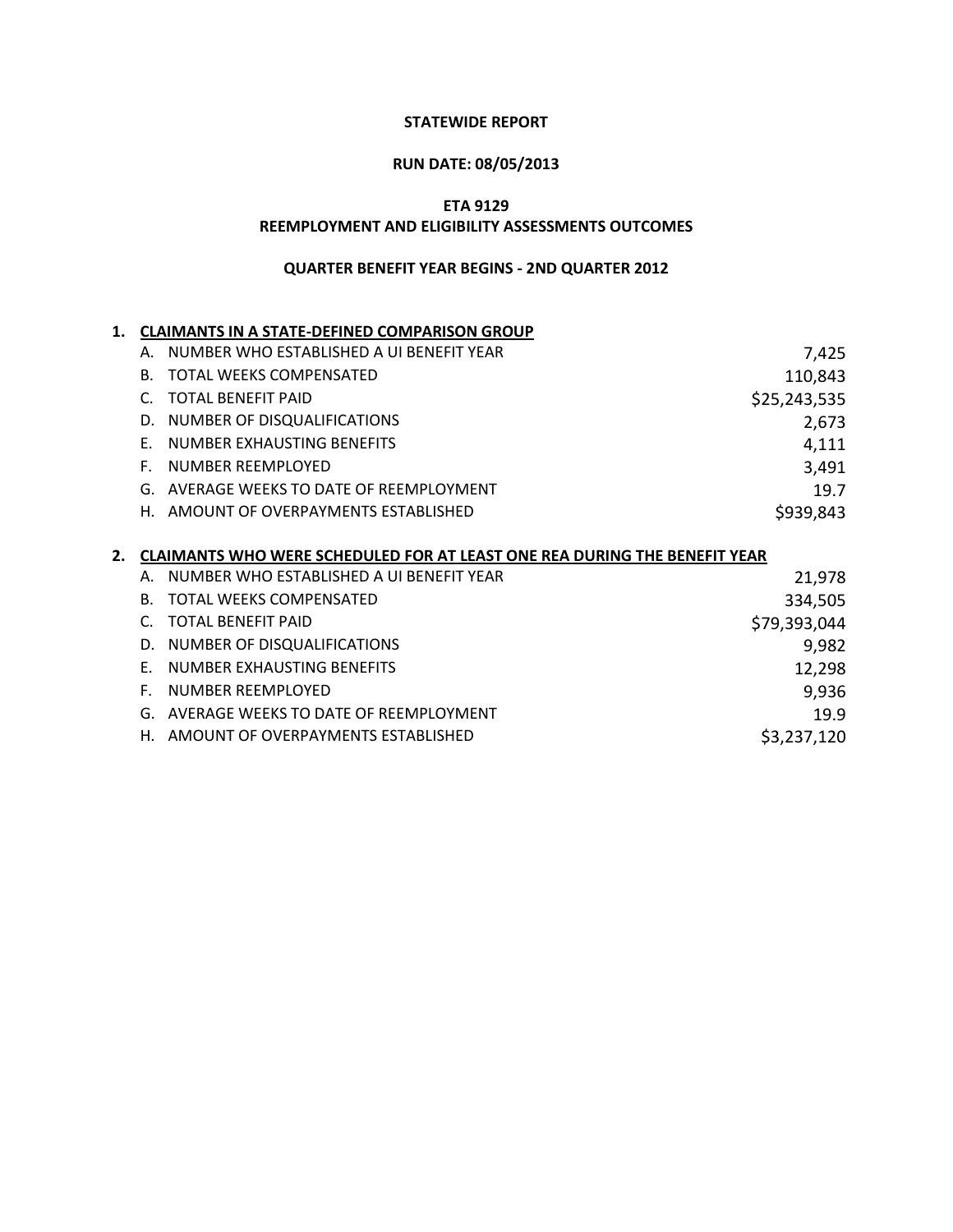**STATEWIDE REPORT**

**RUN DATE: 08/05/2013**

**ETA 9129**
**REEMPLOYMENT AND ELIGIBILITY ASSESSMENTS OUTCOMES**

**QUARTER BENEFIT YEAR BEGINS - 2ND QUARTER 2012**

**1. CLAIMANTS IN A STATE-DEFINED COMPARISON GROUP**

| | | |
|---|---|---|
| A. | NUMBER WHO ESTABLISHED A UI BENEFIT YEAR | 7,425 |
| B. | TOTAL WEEKS COMPENSATED | 110,843 |
| C. | TOTAL BENEFIT PAID | $25,243,535 |
| D. | NUMBER OF DISQUALIFICATIONS | 2,673 |
| E. | NUMBER EXHAUSTING BENEFITS | 4,111 |
| F. | NUMBER REEMPLOYED | 3,491 |
| G. | AVERAGE WEEKS TO DATE OF REEMPLOYMENT | 19.7 |
| H. | AMOUNT OF OVERPAYMENTS ESTABLISHED | $939,843 |

**2. CLAIMANTS WHO WERE SCHEDULED FOR AT LEAST ONE REA DURING THE BENEFIT YEAR**

| | | |
|---|---|---|
| A. | NUMBER WHO ESTABLISHED A UI BENEFIT YEAR | 21,978 |
| B. | TOTAL WEEKS COMPENSATED | 334,505 |
| C. | TOTAL BENEFIT PAID | $79,393,044 |
| D. | NUMBER OF DISQUALIFICATIONS | 9,982 |
| E. | NUMBER EXHAUSTING BENEFITS | 12,298 |
| F. | NUMBER REEMPLOYED | 9,936 |
| G. | AVERAGE WEEKS TO DATE OF REEMPLOYMENT | 19.9 |
| H. | AMOUNT OF OVERPAYMENTS ESTABLISHED | $3,237,120 |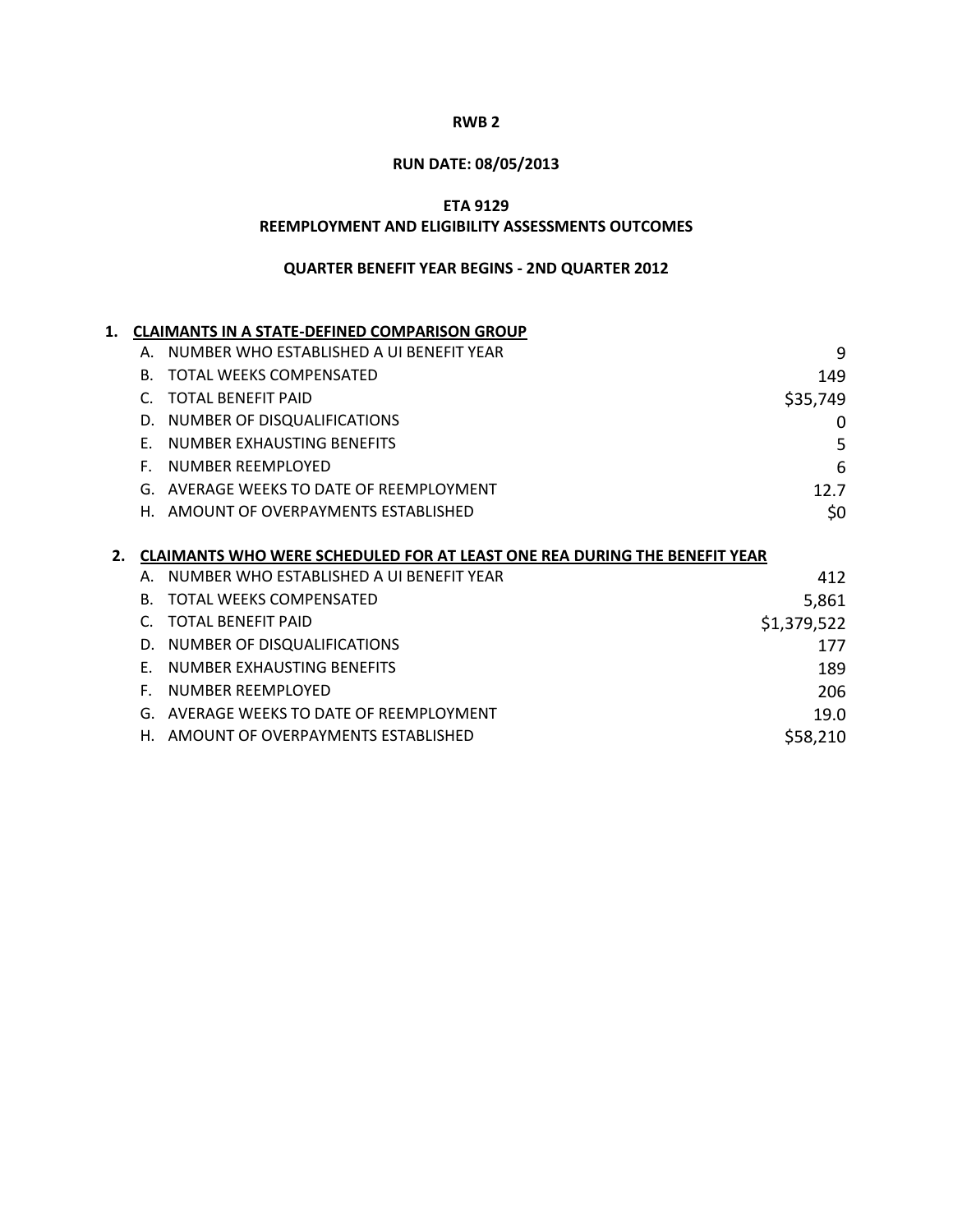**RWB 2**

**RUN DATE: 08/05/2013**

**ETA 9129**
**REEMPLOYMENT AND ELIGIBILITY ASSESSMENTS OUTCOMES**

**QUARTER BENEFIT YEAR BEGINS - 2ND QUARTER 2012**

**1. CLAIMANTS IN A STATE-DEFINED COMPARISON GROUP**

| | | |
|---|---|---|
| A. | NUMBER WHO ESTABLISHED A UI BENEFIT YEAR | 9 |
| B. | TOTAL WEEKS COMPENSATED | 149 |
| C. | TOTAL BENEFIT PAID | $35,749 |
| D. | NUMBER OF DISQUALIFICATIONS | 0 |
| E. | NUMBER EXHAUSTING BENEFITS | 5 |
| F. | NUMBER REEMPLOYED | 6 |
| G. | AVERAGE WEEKS TO DATE OF REEMPLOYMENT | 12.7 |
| H. | AMOUNT OF OVERPAYMENTS ESTABLISHED | $0 |

**2. CLAIMANTS WHO WERE SCHEDULED FOR AT LEAST ONE REA DURING THE BENEFIT YEAR**

| | | |
|---|---|---|
| A. | NUMBER WHO ESTABLISHED A UI BENEFIT YEAR | 412 |
| B. | TOTAL WEEKS COMPENSATED | 5,861 |
| C. | TOTAL BENEFIT PAID | $1,379,522 |
| D. | NUMBER OF DISQUALIFICATIONS | 177 |
| E. | NUMBER EXHAUSTING BENEFITS | 189 |
| F. | NUMBER REEMPLOYED | 206 |
| G. | AVERAGE WEEKS TO DATE OF REEMPLOYMENT | 19.0 |
| H. | AMOUNT OF OVERPAYMENTS ESTABLISHED | $58,210 |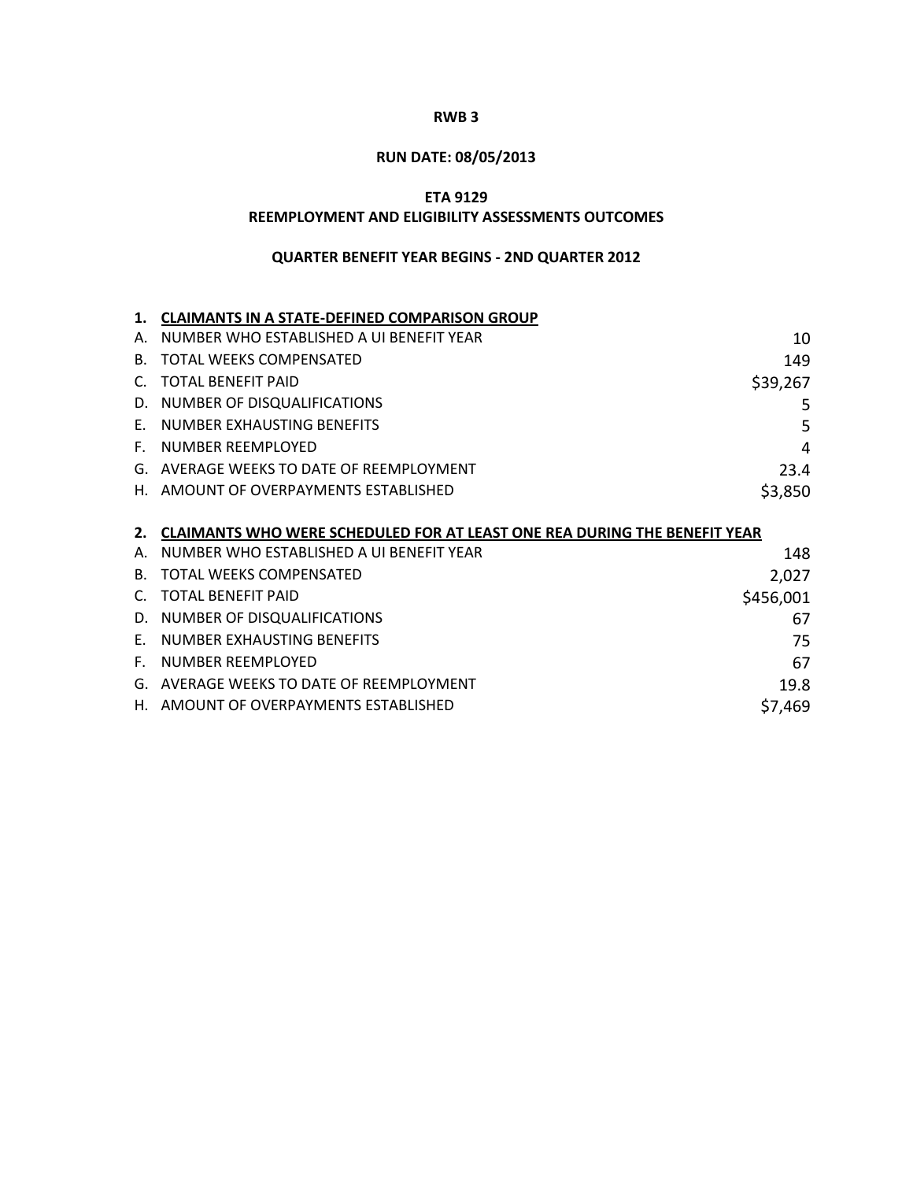**RWB 3**

**RUN DATE: 08/05/2013**

**ETA 9129**
**REEMPLOYMENT AND ELIGIBILITY ASSESSMENTS OUTCOMES**

**QUARTER BENEFIT YEAR BEGINS - 2ND QUARTER 2012**

| **1.** | **CLAIMANTS IN A STATE-DEFINED COMPARISON GROUP** | |
|---|---|---|
| A. | NUMBER WHO ESTABLISHED A UI BENEFIT YEAR | 10 |
| B. | TOTAL WEEKS COMPENSATED | 149 |
| C. | TOTAL BENEFIT PAID | $39,267 |
| D. | NUMBER OF DISQUALIFICATIONS | 5 |
| E. | NUMBER EXHAUSTING BENEFITS | 5 |
| F. | NUMBER REEMPLOYED | 4 |
| G. | AVERAGE WEEKS TO DATE OF REEMPLOYMENT | 23.4 |
| H. | AMOUNT OF OVERPAYMENTS ESTABLISHED | $3,850 |

| **2.** | **CLAIMANTS WHO WERE SCHEDULED FOR AT LEAST ONE REA DURING THE BENEFIT YEAR** | |
|---|---|---|
| A. | NUMBER WHO ESTABLISHED A UI BENEFIT YEAR | 148 |
| B. | TOTAL WEEKS COMPENSATED | 2,027 |
| C. | TOTAL BENEFIT PAID | $456,001 |
| D. | NUMBER OF DISQUALIFICATIONS | 67 |
| E. | NUMBER EXHAUSTING BENEFITS | 75 |
| F. | NUMBER REEMPLOYED | 67 |
| G. | AVERAGE WEEKS TO DATE OF REEMPLOYMENT | 19.8 |
| H. | AMOUNT OF OVERPAYMENTS ESTABLISHED | $7,469 |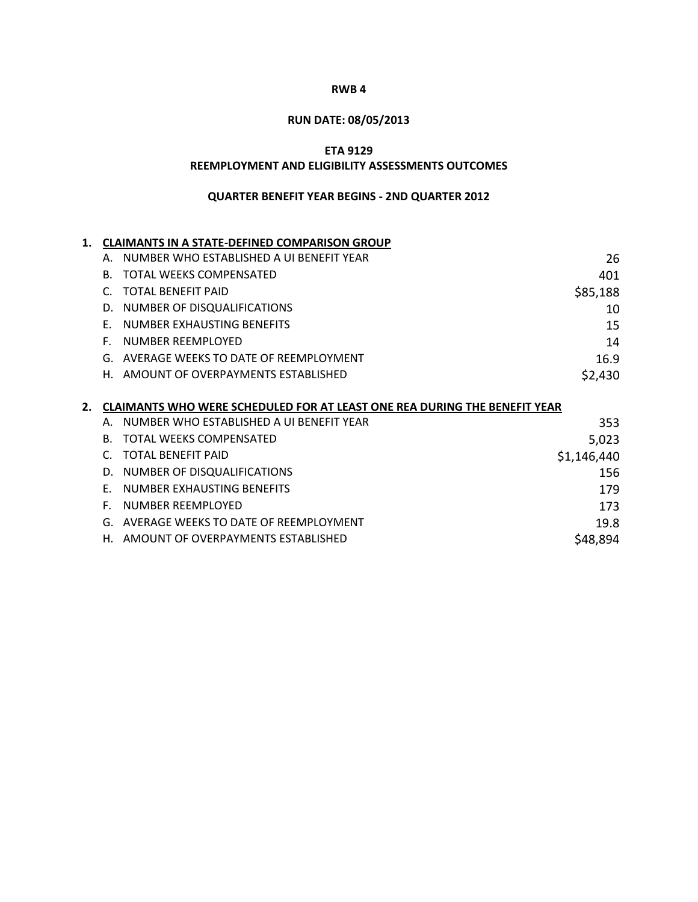**RWB 4**

**RUN DATE: 08/05/2013**

**ETA 9129**

**REEMPLOYMENT AND ELIGIBILITY ASSESSMENTS OUTCOMES**

**QUARTER BENEFIT YEAR BEGINS - 2ND QUARTER 2012**

**1. CLAIMANTS IN A STATE-DEFINED COMPARISON GROUP**

| | | |
|---|---|---|
| A. | NUMBER WHO ESTABLISHED A UI BENEFIT YEAR | 26 |
| B. | TOTAL WEEKS COMPENSATED | 401 |
| C. | TOTAL BENEFIT PAID | $85,188 |
| D. | NUMBER OF DISQUALIFICATIONS | 10 |
| E. | NUMBER EXHAUSTING BENEFITS | 15 |
| F. | NUMBER REEMPLOYED | 14 |
| G. | AVERAGE WEEKS TO DATE OF REEMPLOYMENT | 16.9 |
| H. | AMOUNT OF OVERPAYMENTS ESTABLISHED | $2,430 |

**2. CLAIMANTS WHO WERE SCHEDULED FOR AT LEAST ONE REA DURING THE BENEFIT YEAR**

| | | |
|---|---|---|
| A. | NUMBER WHO ESTABLISHED A UI BENEFIT YEAR | 353 |
| B. | TOTAL WEEKS COMPENSATED | 5,023 |
| C. | TOTAL BENEFIT PAID | $1,146,440 |
| D. | NUMBER OF DISQUALIFICATIONS | 156 |
| E. | NUMBER EXHAUSTING BENEFITS | 179 |
| F. | NUMBER REEMPLOYED | 173 |
| G. | AVERAGE WEEKS TO DATE OF REEMPLOYMENT | 19.8 |
| H. | AMOUNT OF OVERPAYMENTS ESTABLISHED | $48,894 |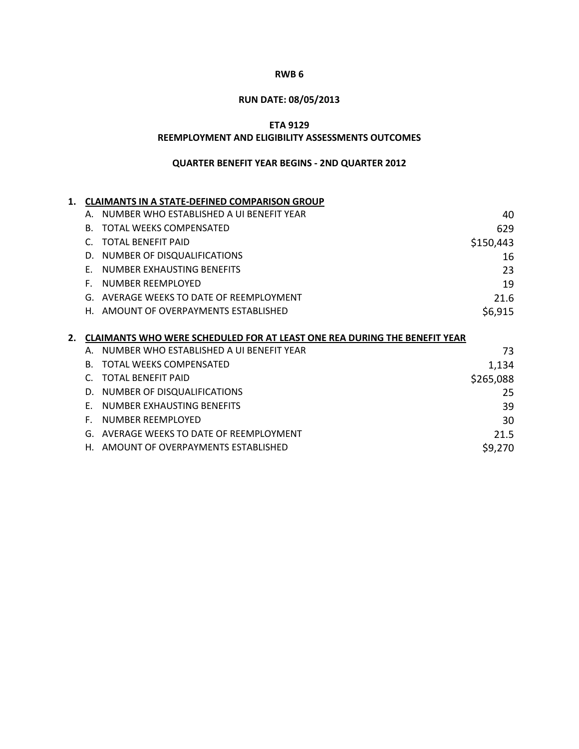**RWB 6**

**RUN DATE: 08/05/2013**

**ETA 9129**

**REEMPLOYMENT AND ELIGIBILITY ASSESSMENTS OUTCOMES**

**QUARTER BENEFIT YEAR BEGINS - 2ND QUARTER 2012**

**1. CLAIMANTS IN A STATE-DEFINED COMPARISON GROUP**

| | | |
|---|---|---|
| A. | NUMBER WHO ESTABLISHED A UI BENEFIT YEAR | 40 |
| B. | TOTAL WEEKS COMPENSATED | 629 |
| C. | TOTAL BENEFIT PAID | $150,443 |
| D. | NUMBER OF DISQUALIFICATIONS | 16 |
| E. | NUMBER EXHAUSTING BENEFITS | 23 |
| F. | NUMBER REEMPLOYED | 19 |
| G. | AVERAGE WEEKS TO DATE OF REEMPLOYMENT | 21.6 |
| H. | AMOUNT OF OVERPAYMENTS ESTABLISHED | $6,915 |

**2. CLAIMANTS WHO WERE SCHEDULED FOR AT LEAST ONE REA DURING THE BENEFIT YEAR**

| | | |
|---|---|---|
| A. | NUMBER WHO ESTABLISHED A UI BENEFIT YEAR | 73 |
| B. | TOTAL WEEKS COMPENSATED | 1,134 |
| C. | TOTAL BENEFIT PAID | $265,088 |
| D. | NUMBER OF DISQUALIFICATIONS | 25 |
| E. | NUMBER EXHAUSTING BENEFITS | 39 |
| F. | NUMBER REEMPLOYED | 30 |
| G. | AVERAGE WEEKS TO DATE OF REEMPLOYMENT | 21.5 |
| H. | AMOUNT OF OVERPAYMENTS ESTABLISHED | $9,270 |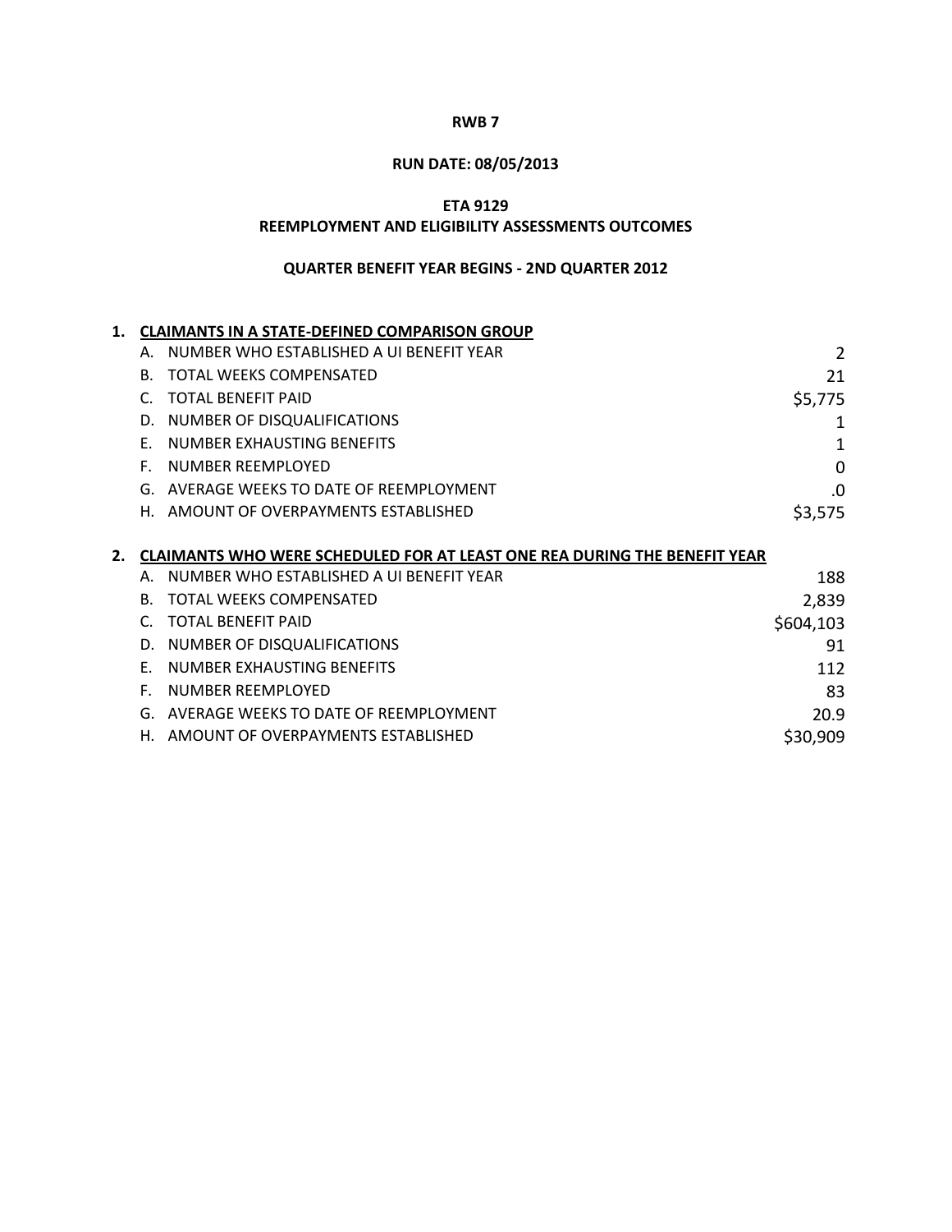**RWB 7**

**RUN DATE: 08/05/2013**

**ETA 9129**
**REEMPLOYMENT AND ELIGIBILITY ASSESSMENTS OUTCOMES**

**QUARTER BENEFIT YEAR BEGINS - 2ND QUARTER 2012**

**1. CLAIMANTS IN A STATE-DEFINED COMPARISON GROUP**

| | | |
|---|---|---|
| A. | NUMBER WHO ESTABLISHED A UI BENEFIT YEAR | 2 |
| B. | TOTAL WEEKS COMPENSATED | 21 |
| C. | TOTAL BENEFIT PAID | $5,775 |
| D. | NUMBER OF DISQUALIFICATIONS | 1 |
| E. | NUMBER EXHAUSTING BENEFITS | 1 |
| F. | NUMBER REEMPLOYED | 0 |
| G. | AVERAGE WEEKS TO DATE OF REEMPLOYMENT | .0 |
| H. | AMOUNT OF OVERPAYMENTS ESTABLISHED | $3,575 |

**2. CLAIMANTS WHO WERE SCHEDULED FOR AT LEAST ONE REA DURING THE BENEFIT YEAR**

| | | |
|---|---|---|
| A. | NUMBER WHO ESTABLISHED A UI BENEFIT YEAR | 188 |
| B. | TOTAL WEEKS COMPENSATED | 2,839 |
| C. | TOTAL BENEFIT PAID | $604,103 |
| D. | NUMBER OF DISQUALIFICATIONS | 91 |
| E. | NUMBER EXHAUSTING BENEFITS | 112 |
| F. | NUMBER REEMPLOYED | 83 |
| G. | AVERAGE WEEKS TO DATE OF REEMPLOYMENT | 20.9 |
| H. | AMOUNT OF OVERPAYMENTS ESTABLISHED | $30,909 |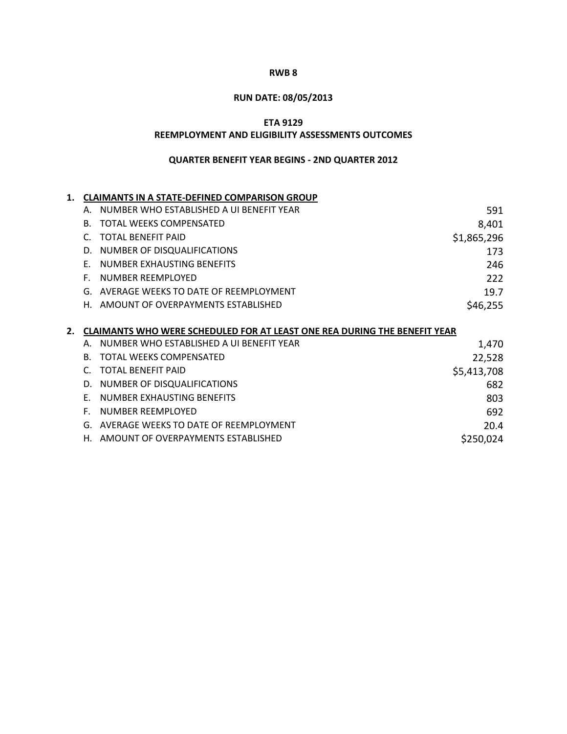**RWB 8**

**RUN DATE: 08/05/2013**

**ETA 9129**

**REEMPLOYMENT AND ELIGIBILITY ASSESSMENTS OUTCOMES**

**QUARTER BENEFIT YEAR BEGINS - 2ND QUARTER 2012**

**1. CLAIMANTS IN A STATE-DEFINED COMPARISON GROUP**

| | | |
|---|---|---|
| A. | NUMBER WHO ESTABLISHED A UI BENEFIT YEAR | 591 |
| B. | TOTAL WEEKS COMPENSATED | 8,401 |
| C. | TOTAL BENEFIT PAID | $1,865,296 |
| D. | NUMBER OF DISQUALIFICATIONS | 173 |
| E. | NUMBER EXHAUSTING BENEFITS | 246 |
| F. | NUMBER REEMPLOYED | 222 |
| G. | AVERAGE WEEKS TO DATE OF REEMPLOYMENT | 19.7 |
| H. | AMOUNT OF OVERPAYMENTS ESTABLISHED | $46,255 |

**2. CLAIMANTS WHO WERE SCHEDULED FOR AT LEAST ONE REA DURING THE BENEFIT YEAR**

| | | |
|---|---|---|
| A. | NUMBER WHO ESTABLISHED A UI BENEFIT YEAR | 1,470 |
| B. | TOTAL WEEKS COMPENSATED | 22,528 |
| C. | TOTAL BENEFIT PAID | $5,413,708 |
| D. | NUMBER OF DISQUALIFICATIONS | 682 |
| E. | NUMBER EXHAUSTING BENEFITS | 803 |
| F. | NUMBER REEMPLOYED | 692 |
| G. | AVERAGE WEEKS TO DATE OF REEMPLOYMENT | 20.4 |
| H. | AMOUNT OF OVERPAYMENTS ESTABLISHED | $250,024 |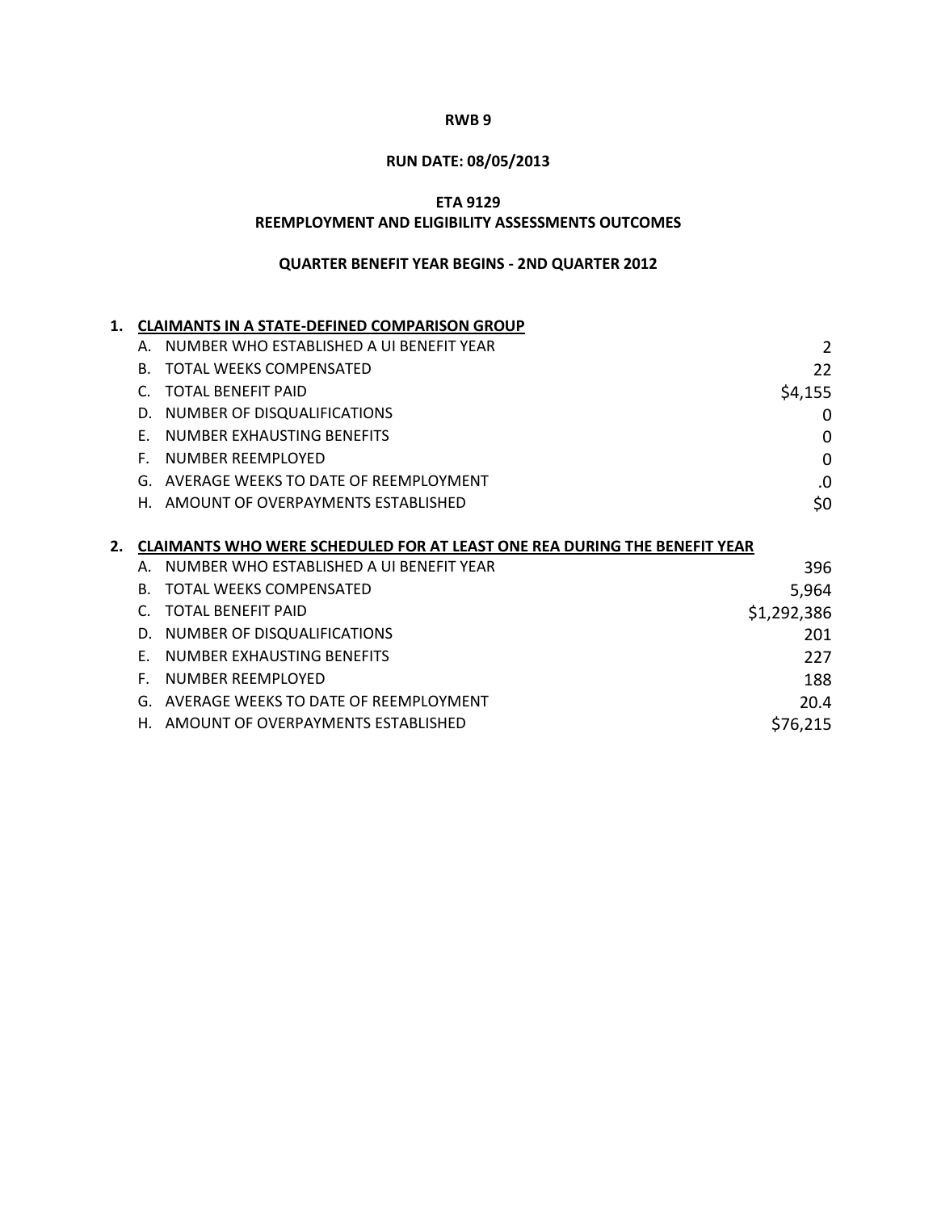**RWB 9**

**RUN DATE: 08/05/2013**

**ETA 9129**
**REEMPLOYMENT AND ELIGIBILITY ASSESSMENTS OUTCOMES**

**QUARTER BENEFIT YEAR BEGINS - 2ND QUARTER 2012**

**1. CLAIMANTS IN A STATE-DEFINED COMPARISON GROUP**

| | | |
|---|---|---|
| A. | NUMBER WHO ESTABLISHED A UI BENEFIT YEAR | 2 |
| B. | TOTAL WEEKS COMPENSATED | 22 |
| C. | TOTAL BENEFIT PAID | $4,155 |
| D. | NUMBER OF DISQUALIFICATIONS | 0 |
| E. | NUMBER EXHAUSTING BENEFITS | 0 |
| F. | NUMBER REEMPLOYED | 0 |
| G. | AVERAGE WEEKS TO DATE OF REEMPLOYMENT | .0 |
| H. | AMOUNT OF OVERPAYMENTS ESTABLISHED | $0 |

**2. CLAIMANTS WHO WERE SCHEDULED FOR AT LEAST ONE REA DURING THE BENEFIT YEAR**

| | | |
|---|---|---|
| A. | NUMBER WHO ESTABLISHED A UI BENEFIT YEAR | 396 |
| B. | TOTAL WEEKS COMPENSATED | 5,964 |
| C. | TOTAL BENEFIT PAID | $1,292,386 |
| D. | NUMBER OF DISQUALIFICATIONS | 201 |
| E. | NUMBER EXHAUSTING BENEFITS | 227 |
| F. | NUMBER REEMPLOYED | 188 |
| G. | AVERAGE WEEKS TO DATE OF REEMPLOYMENT | 20.4 |
| H. | AMOUNT OF OVERPAYMENTS ESTABLISHED | $76,215 |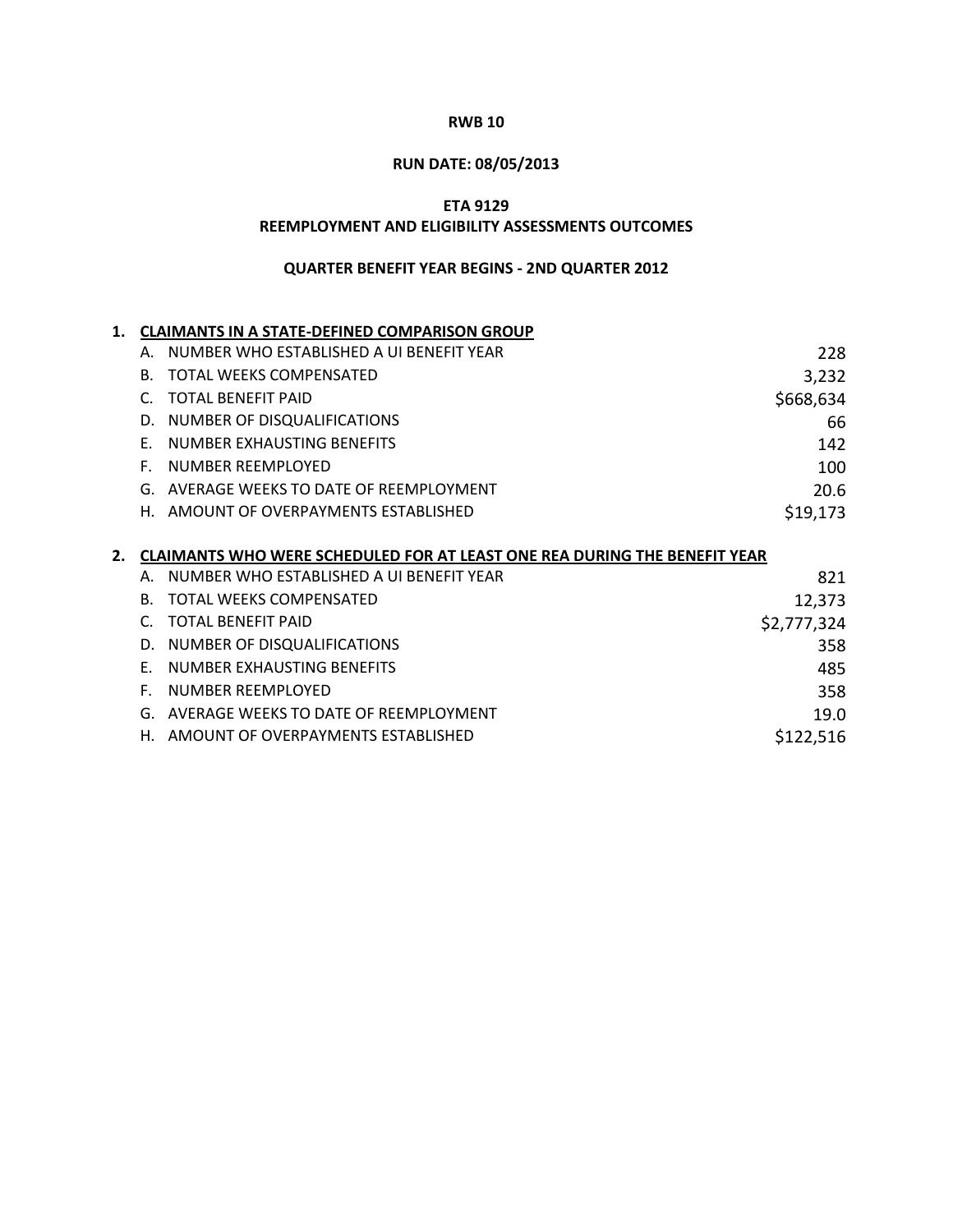**RWB 10**

**RUN DATE: 08/05/2013**

**ETA 9129**

**REEMPLOYMENT AND ELIGIBILITY ASSESSMENTS OUTCOMES**

**QUARTER BENEFIT YEAR BEGINS - 2ND QUARTER 2012**

**1. CLAIMANTS IN A STATE-DEFINED COMPARISON GROUP**

| | | |
|---|---|---|
| A. | NUMBER WHO ESTABLISHED A UI BENEFIT YEAR | 228 |
| B. | TOTAL WEEKS COMPENSATED | 3,232 |
| C. | TOTAL BENEFIT PAID | $668,634 |
| D. | NUMBER OF DISQUALIFICATIONS | 66 |
| E. | NUMBER EXHAUSTING BENEFITS | 142 |
| F. | NUMBER REEMPLOYED | 100 |
| G. | AVERAGE WEEKS TO DATE OF REEMPLOYMENT | 20.6 |
| H. | AMOUNT OF OVERPAYMENTS ESTABLISHED | $19,173 |

**2. CLAIMANTS WHO WERE SCHEDULED FOR AT LEAST ONE REA DURING THE BENEFIT YEAR**

| | | |
|---|---|---|
| A. | NUMBER WHO ESTABLISHED A UI BENEFIT YEAR | 821 |
| B. | TOTAL WEEKS COMPENSATED | 12,373 |
| C. | TOTAL BENEFIT PAID | $2,777,324 |
| D. | NUMBER OF DISQUALIFICATIONS | 358 |
| E. | NUMBER EXHAUSTING BENEFITS | 485 |
| F. | NUMBER REEMPLOYED | 358 |
| G. | AVERAGE WEEKS TO DATE OF REEMPLOYMENT | 19.0 |
| H. | AMOUNT OF OVERPAYMENTS ESTABLISHED | $122,516 |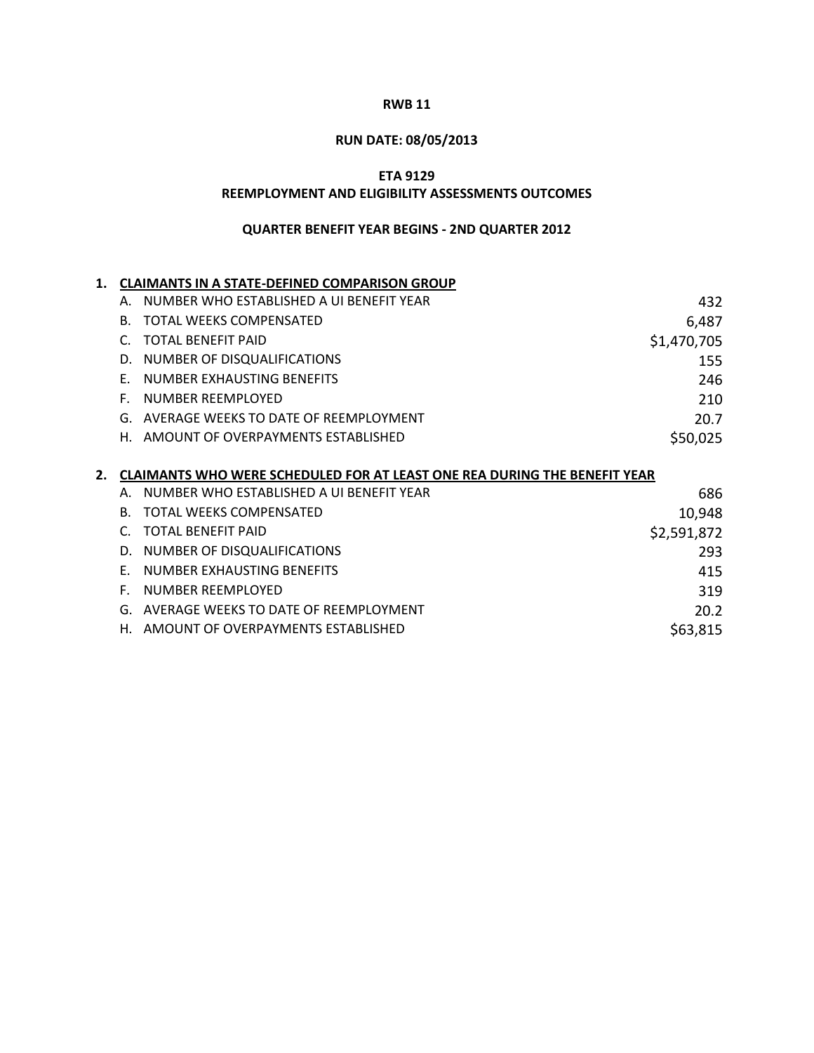**RWB 11**

**RUN DATE: 08/05/2013**

**ETA 9129**

**REEMPLOYMENT AND ELIGIBILITY ASSESSMENTS OUTCOMES**

**QUARTER BENEFIT YEAR BEGINS - 2ND QUARTER 2012**

**1. CLAIMANTS IN A STATE-DEFINED COMPARISON GROUP**

| | | |
|---|---|---|
| A. | NUMBER WHO ESTABLISHED A UI BENEFIT YEAR | 432 |
| B. | TOTAL WEEKS COMPENSATED | 6,487 |
| C. | TOTAL BENEFIT PAID | $1,470,705 |
| D. | NUMBER OF DISQUALIFICATIONS | 155 |
| E. | NUMBER EXHAUSTING BENEFITS | 246 |
| F. | NUMBER REEMPLOYED | 210 |
| G. | AVERAGE WEEKS TO DATE OF REEMPLOYMENT | 20.7 |
| H. | AMOUNT OF OVERPAYMENTS ESTABLISHED | $50,025 |

**2. CLAIMANTS WHO WERE SCHEDULED FOR AT LEAST ONE REA DURING THE BENEFIT YEAR**

| | | |
|---|---|---|
| A. | NUMBER WHO ESTABLISHED A UI BENEFIT YEAR | 686 |
| B. | TOTAL WEEKS COMPENSATED | 10,948 |
| C. | TOTAL BENEFIT PAID | $2,591,872 |
| D. | NUMBER OF DISQUALIFICATIONS | 293 |
| E. | NUMBER EXHAUSTING BENEFITS | 415 |
| F. | NUMBER REEMPLOYED | 319 |
| G. | AVERAGE WEEKS TO DATE OF REEMPLOYMENT | 20.2 |
| H. | AMOUNT OF OVERPAYMENTS ESTABLISHED | $63,815 |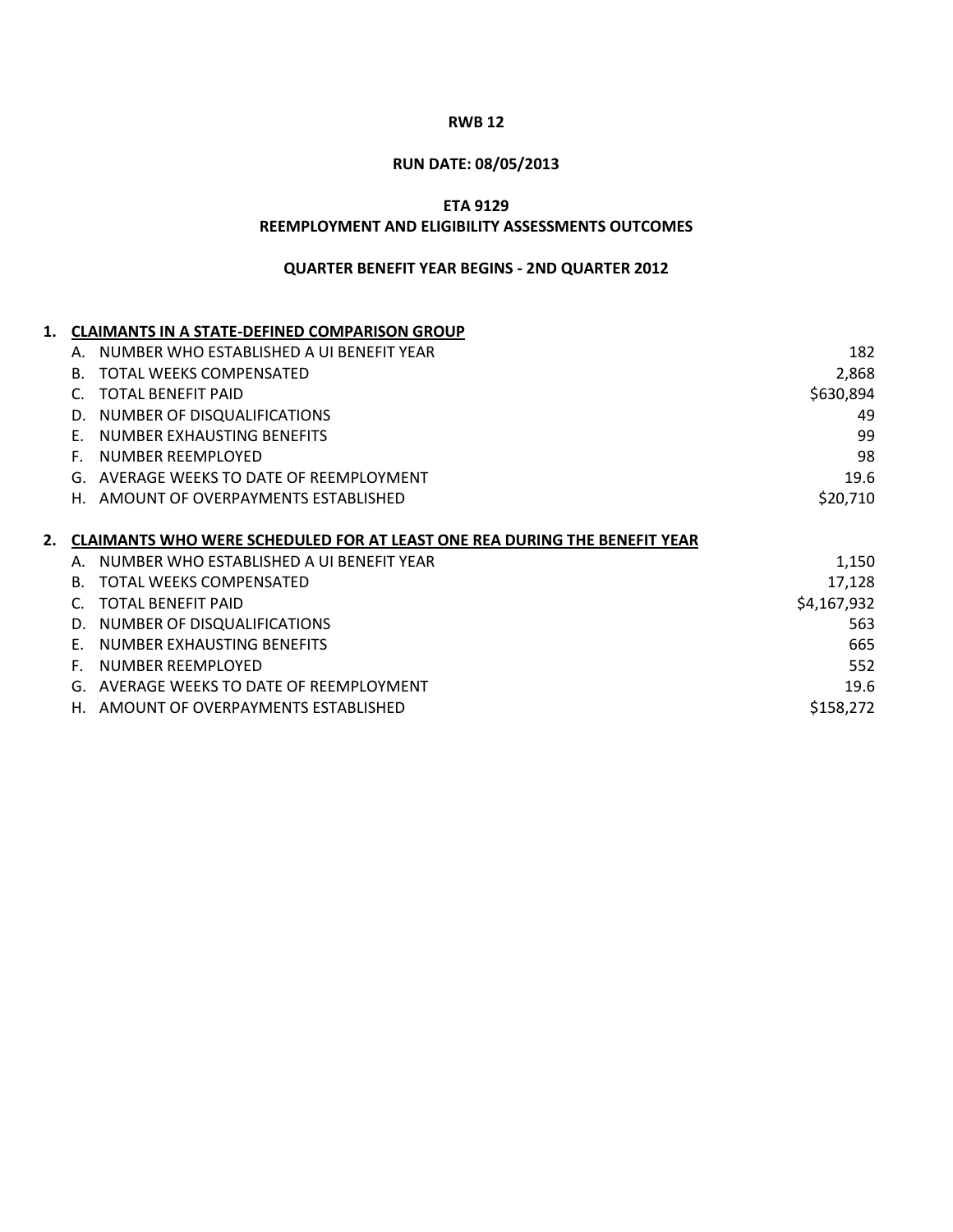**RWB 12**

**RUN DATE: 08/05/2013**

**ETA 9129**
**REEMPLOYMENT AND ELIGIBILITY ASSESSMENTS OUTCOMES**

**QUARTER BENEFIT YEAR BEGINS - 2ND QUARTER 2012**

| | | |
|---|---|---|
| **1.** | **CLAIMANTS IN A STATE-DEFINED COMPARISON GROUP** | |
| A. | NUMBER WHO ESTABLISHED A UI BENEFIT YEAR | 182 |
| B. | TOTAL WEEKS COMPENSATED | 2,868 |
| C. | TOTAL BENEFIT PAID | $630,894 |
| D. | NUMBER OF DISQUALIFICATIONS | 49 |
| E. | NUMBER EXHAUSTING BENEFITS | 99 |
| F. | NUMBER REEMPLOYED | 98 |
| G. | AVERAGE WEEKS TO DATE OF REEMPLOYMENT | 19.6 |
| H. | AMOUNT OF OVERPAYMENTS ESTABLISHED | $20,710 |
| **2.** | **CLAIMANTS WHO WERE SCHEDULED FOR AT LEAST ONE REA DURING THE BENEFIT YEAR** | |
| A. | NUMBER WHO ESTABLISHED A UI BENEFIT YEAR | 1,150 |
| B. | TOTAL WEEKS COMPENSATED | 17,128 |
| C. | TOTAL BENEFIT PAID | $4,167,932 |
| D. | NUMBER OF DISQUALIFICATIONS | 563 |
| E. | NUMBER EXHAUSTING BENEFITS | 665 |
| F. | NUMBER REEMPLOYED | 552 |
| G. | AVERAGE WEEKS TO DATE OF REEMPLOYMENT | 19.6 |
| H. | AMOUNT OF OVERPAYMENTS ESTABLISHED | $158,272 |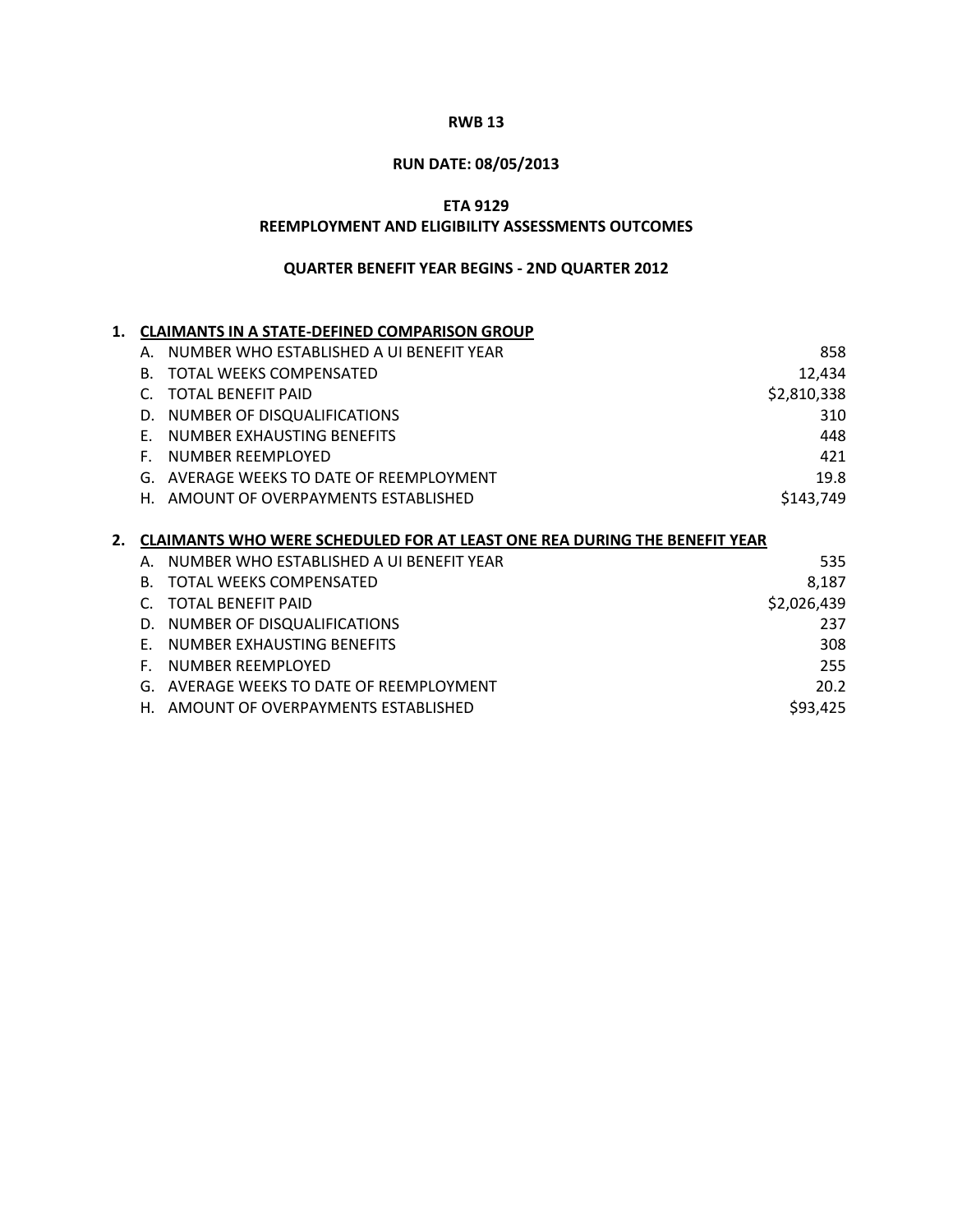**RWB 13**

**RUN DATE: 08/05/2013**

**ETA 9129**

**REEMPLOYMENT AND ELIGIBILITY ASSESSMENTS OUTCOMES**

**QUARTER BENEFIT YEAR BEGINS - 2ND QUARTER 2012**

**1. CLAIMANTS IN A STATE-DEFINED COMPARISON GROUP**

| | | |
|---|---|---|
| A. | NUMBER WHO ESTABLISHED A UI BENEFIT YEAR | 858 |
| B. | TOTAL WEEKS COMPENSATED | 12,434 |
| C. | TOTAL BENEFIT PAID | $2,810,338 |
| D. | NUMBER OF DISQUALIFICATIONS | 310 |
| E. | NUMBER EXHAUSTING BENEFITS | 448 |
| F. | NUMBER REEMPLOYED | 421 |
| G. | AVERAGE WEEKS TO DATE OF REEMPLOYMENT | 19.8 |
| H. | AMOUNT OF OVERPAYMENTS ESTABLISHED | $143,749 |

**2. CLAIMANTS WHO WERE SCHEDULED FOR AT LEAST ONE REA DURING THE BENEFIT YEAR**

| | | |
|---|---|---|
| A. | NUMBER WHO ESTABLISHED A UI BENEFIT YEAR | 535 |
| B. | TOTAL WEEKS COMPENSATED | 8,187 |
| C. | TOTAL BENEFIT PAID | $2,026,439 |
| D. | NUMBER OF DISQUALIFICATIONS | 237 |
| E. | NUMBER EXHAUSTING BENEFITS | 308 |
| F. | NUMBER REEMPLOYED | 255 |
| G. | AVERAGE WEEKS TO DATE OF REEMPLOYMENT | 20.2 |
| H. | AMOUNT OF OVERPAYMENTS ESTABLISHED | $93,425 |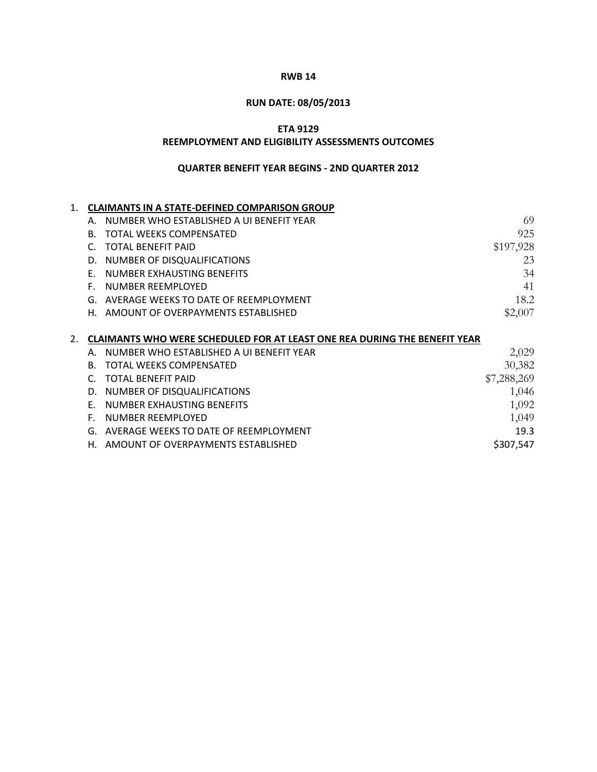**RWB 14**

**RUN DATE: 08/05/2013**

**ETA 9129**

**REEMPLOYMENT AND ELIGIBILITY ASSESSMENTS OUTCOMES**

**QUARTER BENEFIT YEAR BEGINS - 2ND QUARTER 2012**

1. **CLAIMANTS IN A STATE-DEFINED COMPARISON GROUP**

| | | |
|---|---|---|
| A. | NUMBER WHO ESTABLISHED A UI BENEFIT YEAR | 69 |
| B. | TOTAL WEEKS COMPENSATED | 925 |
| C. | TOTAL BENEFIT PAID | $197,928 |
| D. | NUMBER OF DISQUALIFICATIONS | 23 |
| E. | NUMBER EXHAUSTING BENEFITS | 34 |
| F. | NUMBER REEMPLOYED | 41 |
| G. | AVERAGE WEEKS TO DATE OF REEMPLOYMENT | 18.2 |
| H. | AMOUNT OF OVERPAYMENTS ESTABLISHED | $2,007 |

2. **CLAIMANTS WHO WERE SCHEDULED FOR AT LEAST ONE REA DURING THE BENEFIT YEAR**

| | | |
|---|---|---|
| A. | NUMBER WHO ESTABLISHED A UI BENEFIT YEAR | 2,029 |
| B. | TOTAL WEEKS COMPENSATED | 30,382 |
| C. | TOTAL BENEFIT PAID | $7,288,269 |
| D. | NUMBER OF DISQUALIFICATIONS | 1,046 |
| E. | NUMBER EXHAUSTING BENEFITS | 1,092 |
| F. | NUMBER REEMPLOYED | 1,049 |
| G. | AVERAGE WEEKS TO DATE OF REEMPLOYMENT | 19.3 |
| H. | AMOUNT OF OVERPAYMENTS ESTABLISHED | $307,547 |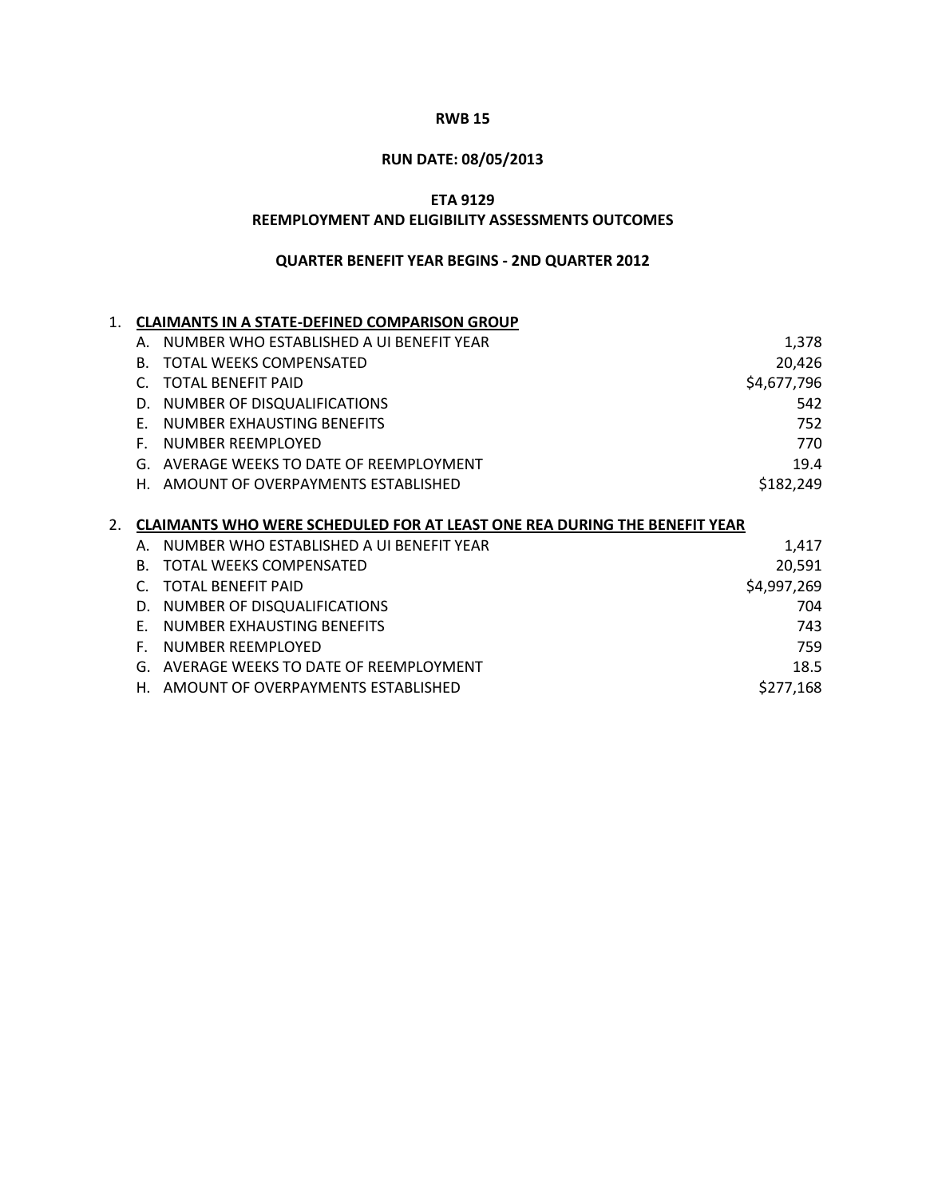**RWB 15**

**RUN DATE: 08/05/2013**

**ETA 9129**

**REEMPLOYMENT AND ELIGIBILITY ASSESSMENTS OUTCOMES**

**QUARTER BENEFIT YEAR BEGINS - 2ND QUARTER 2012**

1. **CLAIMANTS IN A STATE-DEFINED COMPARISON GROUP**

| | | |
|---|---|---|
| A. | NUMBER WHO ESTABLISHED A UI BENEFIT YEAR | 1,378 |
| B. | TOTAL WEEKS COMPENSATED | 20,426 |
| C. | TOTAL BENEFIT PAID | $4,677,796 |
| D. | NUMBER OF DISQUALIFICATIONS | 542 |
| E. | NUMBER EXHAUSTING BENEFITS | 752 |
| F. | NUMBER REEMPLOYED | 770 |
| G. | AVERAGE WEEKS TO DATE OF REEMPLOYMENT | 19.4 |
| H. | AMOUNT OF OVERPAYMENTS ESTABLISHED | $182,249 |

2. **CLAIMANTS WHO WERE SCHEDULED FOR AT LEAST ONE REA DURING THE BENEFIT YEAR**

| | | |
|---|---|---|
| A. | NUMBER WHO ESTABLISHED A UI BENEFIT YEAR | 1,417 |
| B. | TOTAL WEEKS COMPENSATED | 20,591 |
| C. | TOTAL BENEFIT PAID | $4,997,269 |
| D. | NUMBER OF DISQUALIFICATIONS | 704 |
| E. | NUMBER EXHAUSTING BENEFITS | 743 |
| F. | NUMBER REEMPLOYED | 759 |
| G. | AVERAGE WEEKS TO DATE OF REEMPLOYMENT | 18.5 |
| H. | AMOUNT OF OVERPAYMENTS ESTABLISHED | $277,168 |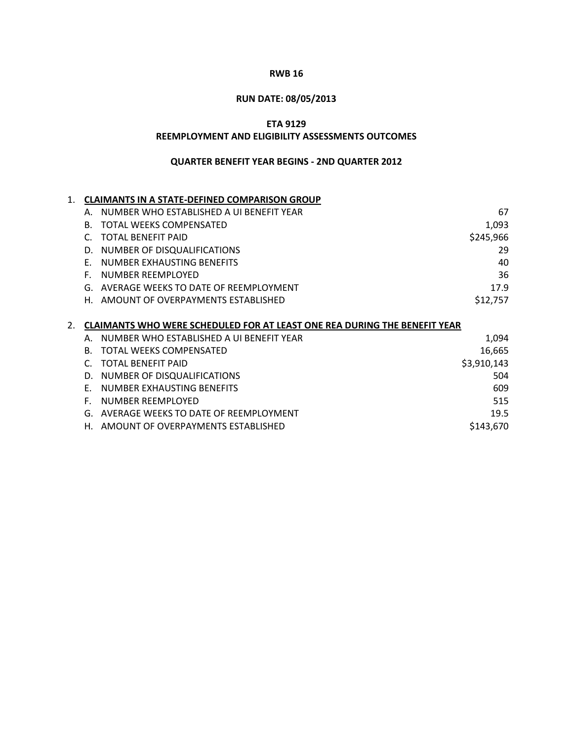**RWB 16**

**RUN DATE: 08/05/2013**

**ETA 9129**

**REEMPLOYMENT AND ELIGIBILITY ASSESSMENTS OUTCOMES**

**QUARTER BENEFIT YEAR BEGINS - 2ND QUARTER 2012**

1. **CLAIMANTS IN A STATE-DEFINED COMPARISON GROUP**

| | | |
|---|---|---|
| A. | NUMBER WHO ESTABLISHED A UI BENEFIT YEAR | 67 |
| B. | TOTAL WEEKS COMPENSATED | 1,093 |
| C. | TOTAL BENEFIT PAID | $245,966 |
| D. | NUMBER OF DISQUALIFICATIONS | 29 |
| E. | NUMBER EXHAUSTING BENEFITS | 40 |
| F. | NUMBER REEMPLOYED | 36 |
| G. | AVERAGE WEEKS TO DATE OF REEMPLOYMENT | 17.9 |
| H. | AMOUNT OF OVERPAYMENTS ESTABLISHED | $12,757 |

2. **CLAIMANTS WHO WERE SCHEDULED FOR AT LEAST ONE REA DURING THE BENEFIT YEAR**

| | | |
|---|---|---|
| A. | NUMBER WHO ESTABLISHED A UI BENEFIT YEAR | 1,094 |
| B. | TOTAL WEEKS COMPENSATED | 16,665 |
| C. | TOTAL BENEFIT PAID | $3,910,143 |
| D. | NUMBER OF DISQUALIFICATIONS | 504 |
| E. | NUMBER EXHAUSTING BENEFITS | 609 |
| F. | NUMBER REEMPLOYED | 515 |
| G. | AVERAGE WEEKS TO DATE OF REEMPLOYMENT | 19.5 |
| H. | AMOUNT OF OVERPAYMENTS ESTABLISHED | $143,670 |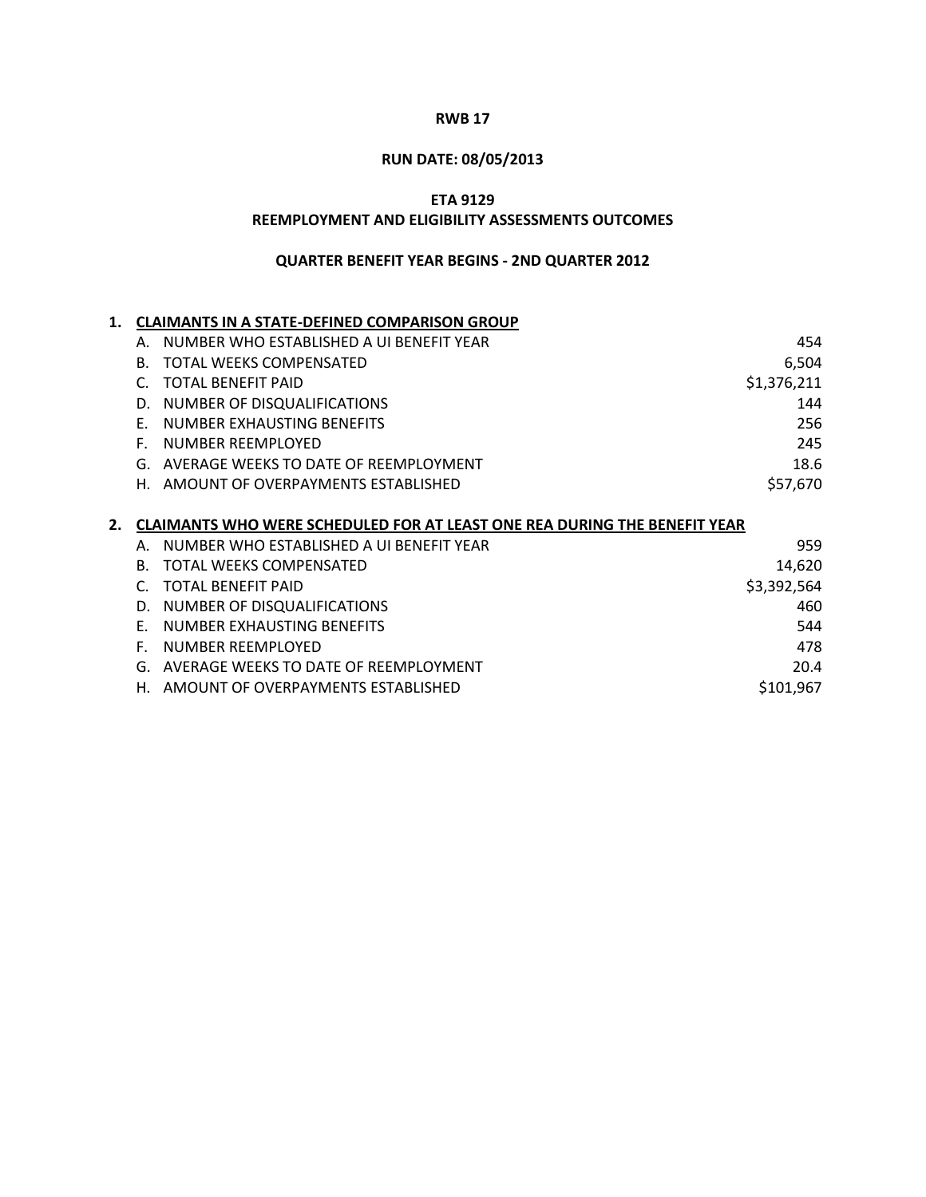**RWB 17**

**RUN DATE: 08/05/2013**

**ETA 9129**
**REEMPLOYMENT AND ELIGIBILITY ASSESSMENTS OUTCOMES**

**QUARTER BENEFIT YEAR BEGINS - 2ND QUARTER 2012**

**1. CLAIMANTS IN A STATE-DEFINED COMPARISON GROUP**

| | | |
|---|---|---|
| A. | NUMBER WHO ESTABLISHED A UI BENEFIT YEAR | 454 |
| B. | TOTAL WEEKS COMPENSATED | 6,504 |
| C. | TOTAL BENEFIT PAID | $1,376,211 |
| D. | NUMBER OF DISQUALIFICATIONS | 144 |
| E. | NUMBER EXHAUSTING BENEFITS | 256 |
| F. | NUMBER REEMPLOYED | 245 |
| G. | AVERAGE WEEKS TO DATE OF REEMPLOYMENT | 18.6 |
| H. | AMOUNT OF OVERPAYMENTS ESTABLISHED | $57,670 |

**2. CLAIMANTS WHO WERE SCHEDULED FOR AT LEAST ONE REA DURING THE BENEFIT YEAR**

| | | |
|---|---|---|
| A. | NUMBER WHO ESTABLISHED A UI BENEFIT YEAR | 959 |
| B. | TOTAL WEEKS COMPENSATED | 14,620 |
| C. | TOTAL BENEFIT PAID | $3,392,564 |
| D. | NUMBER OF DISQUALIFICATIONS | 460 |
| E. | NUMBER EXHAUSTING BENEFITS | 544 |
| F. | NUMBER REEMPLOYED | 478 |
| G. | AVERAGE WEEKS TO DATE OF REEMPLOYMENT | 20.4 |
| H. | AMOUNT OF OVERPAYMENTS ESTABLISHED | $101,967 |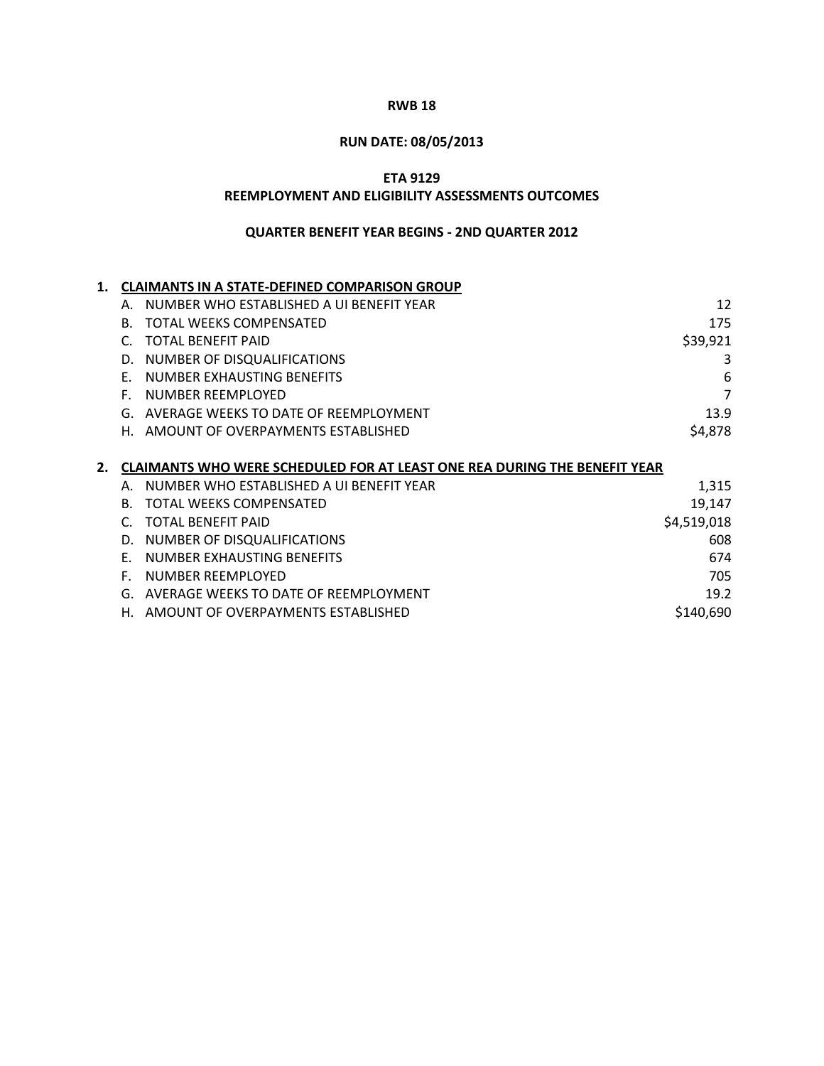**RWB 18**

**RUN DATE: 08/05/2013**

**ETA 9129**

**REEMPLOYMENT AND ELIGIBILITY ASSESSMENTS OUTCOMES**

**QUARTER BENEFIT YEAR BEGINS - 2ND QUARTER 2012**

**1. CLAIMANTS IN A STATE-DEFINED COMPARISON GROUP**

| | | |
|---|---|---|
| A. | NUMBER WHO ESTABLISHED A UI BENEFIT YEAR | 12 |
| B. | TOTAL WEEKS COMPENSATED | 175 |
| C. | TOTAL BENEFIT PAID | $39,921 |
| D. | NUMBER OF DISQUALIFICATIONS | 3 |
| E. | NUMBER EXHAUSTING BENEFITS | 6 |
| F. | NUMBER REEMPLOYED | 7 |
| G. | AVERAGE WEEKS TO DATE OF REEMPLOYMENT | 13.9 |
| H. | AMOUNT OF OVERPAYMENTS ESTABLISHED | $4,878 |

**2. CLAIMANTS WHO WERE SCHEDULED FOR AT LEAST ONE REA DURING THE BENEFIT YEAR**

| | | |
|---|---|---|
| A. | NUMBER WHO ESTABLISHED A UI BENEFIT YEAR | 1,315 |
| B. | TOTAL WEEKS COMPENSATED | 19,147 |
| C. | TOTAL BENEFIT PAID | $4,519,018 |
| D. | NUMBER OF DISQUALIFICATIONS | 608 |
| E. | NUMBER EXHAUSTING BENEFITS | 674 |
| F. | NUMBER REEMPLOYED | 705 |
| G. | AVERAGE WEEKS TO DATE OF REEMPLOYMENT | 19.2 |
| H. | AMOUNT OF OVERPAYMENTS ESTABLISHED | $140,690 |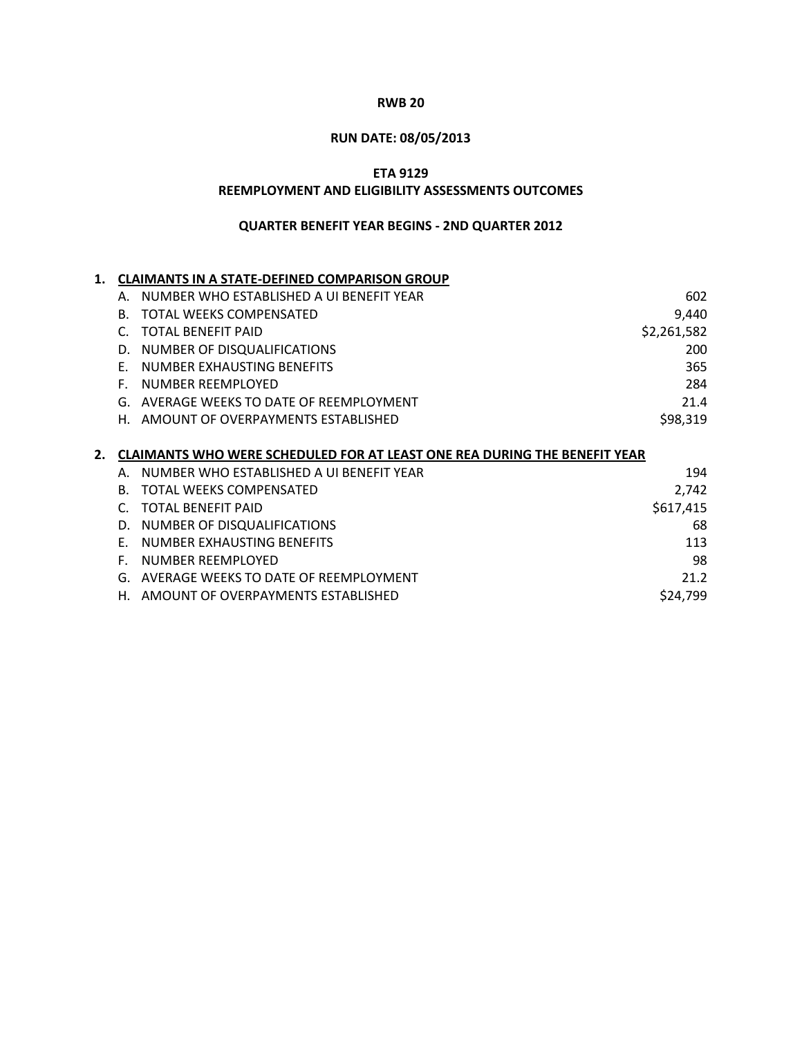**RWB 20**

**RUN DATE: 08/05/2013**

**ETA 9129**

**REEMPLOYMENT AND ELIGIBILITY ASSESSMENTS OUTCOMES**

**QUARTER BENEFIT YEAR BEGINS - 2ND QUARTER 2012**

**1. CLAIMANTS IN A STATE-DEFINED COMPARISON GROUP**

| | | |
|---|---|---|
| A. | NUMBER WHO ESTABLISHED A UI BENEFIT YEAR | 602 |
| B. | TOTAL WEEKS COMPENSATED | 9,440 |
| C. | TOTAL BENEFIT PAID | $2,261,582 |
| D. | NUMBER OF DISQUALIFICATIONS | 200 |
| E. | NUMBER EXHAUSTING BENEFITS | 365 |
| F. | NUMBER REEMPLOYED | 284 |
| G. | AVERAGE WEEKS TO DATE OF REEMPLOYMENT | 21.4 |
| H. | AMOUNT OF OVERPAYMENTS ESTABLISHED | $98,319 |

**2. CLAIMANTS WHO WERE SCHEDULED FOR AT LEAST ONE REA DURING THE BENEFIT YEAR**

| | | |
|---|---|---|
| A. | NUMBER WHO ESTABLISHED A UI BENEFIT YEAR | 194 |
| B. | TOTAL WEEKS COMPENSATED | 2,742 |
| C. | TOTAL BENEFIT PAID | $617,415 |
| D. | NUMBER OF DISQUALIFICATIONS | 68 |
| E. | NUMBER EXHAUSTING BENEFITS | 113 |
| F. | NUMBER REEMPLOYED | 98 |
| G. | AVERAGE WEEKS TO DATE OF REEMPLOYMENT | 21.2 |
| H. | AMOUNT OF OVERPAYMENTS ESTABLISHED | $24,799 |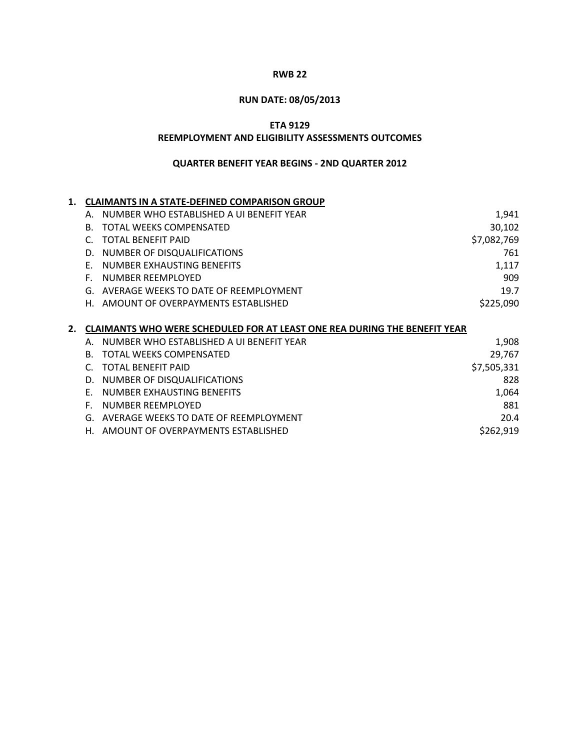**RWB 22**

**RUN DATE: 08/05/2013**

**ETA 9129**

**REEMPLOYMENT AND ELIGIBILITY ASSESSMENTS OUTCOMES**

**QUARTER BENEFIT YEAR BEGINS - 2ND QUARTER 2012**

**1. CLAIMANTS IN A STATE-DEFINED COMPARISON GROUP**

| | | |
|---|---|---|
| A. | NUMBER WHO ESTABLISHED A UI BENEFIT YEAR | 1,941 |
| B. | TOTAL WEEKS COMPENSATED | 30,102 |
| C. | TOTAL BENEFIT PAID | $7,082,769 |
| D. | NUMBER OF DISQUALIFICATIONS | 761 |
| E. | NUMBER EXHAUSTING BENEFITS | 1,117 |
| F. | NUMBER REEMPLOYED | 909 |
| G. | AVERAGE WEEKS TO DATE OF REEMPLOYMENT | 19.7 |
| H. | AMOUNT OF OVERPAYMENTS ESTABLISHED | $225,090 |

**2. CLAIMANTS WHO WERE SCHEDULED FOR AT LEAST ONE REA DURING THE BENEFIT YEAR**

| | | |
|---|---|---|
| A. | NUMBER WHO ESTABLISHED A UI BENEFIT YEAR | 1,908 |
| B. | TOTAL WEEKS COMPENSATED | 29,767 |
| C. | TOTAL BENEFIT PAID | $7,505,331 |
| D. | NUMBER OF DISQUALIFICATIONS | 828 |
| E. | NUMBER EXHAUSTING BENEFITS | 1,064 |
| F. | NUMBER REEMPLOYED | 881 |
| G. | AVERAGE WEEKS TO DATE OF REEMPLOYMENT | 20.4 |
| H. | AMOUNT OF OVERPAYMENTS ESTABLISHED | $262,919 |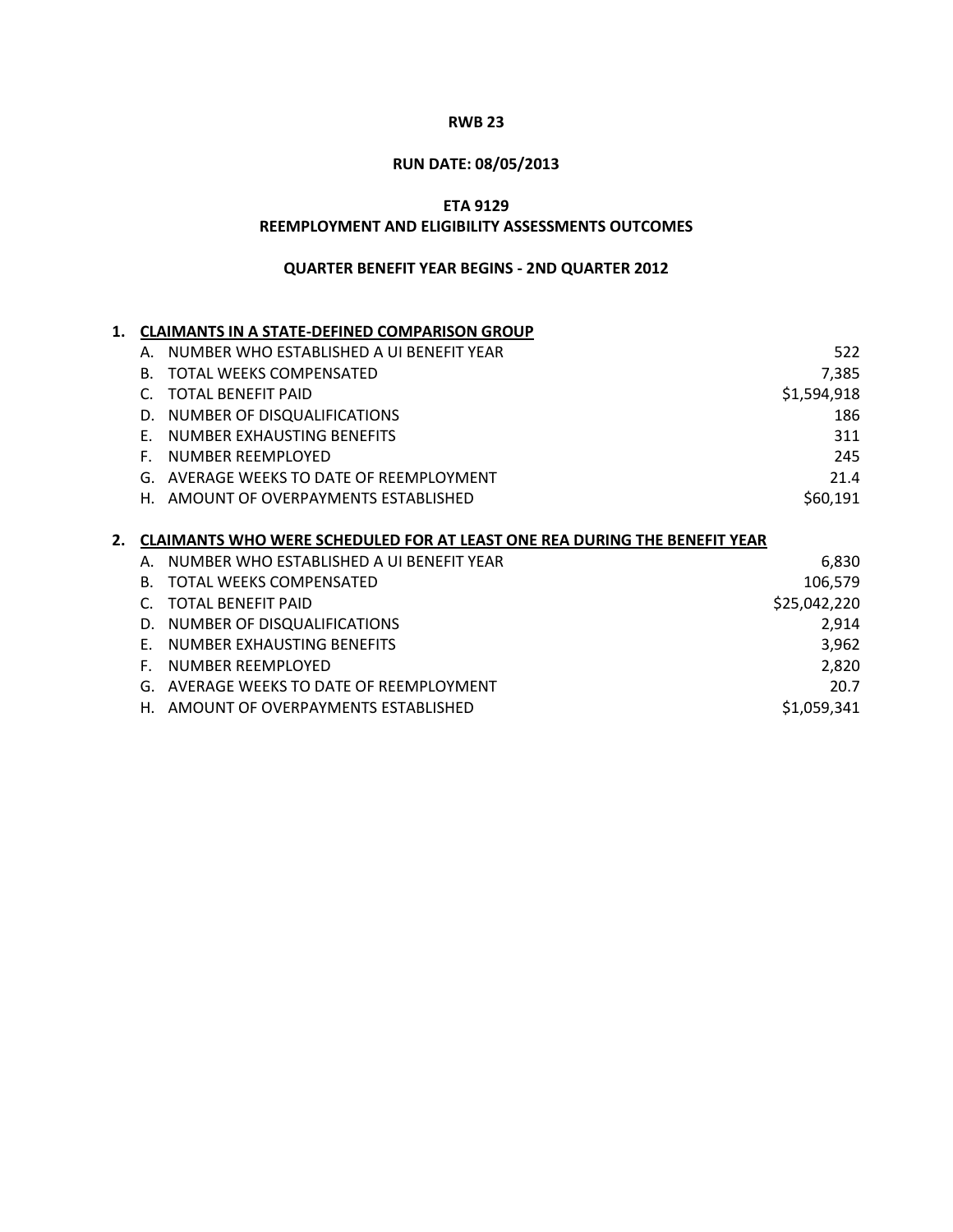**RWB 23**

**RUN DATE: 08/05/2013**

**ETA 9129**

**REEMPLOYMENT AND ELIGIBILITY ASSESSMENTS OUTCOMES**

**QUARTER BENEFIT YEAR BEGINS - 2ND QUARTER 2012**

**1. CLAIMANTS IN A STATE-DEFINED COMPARISON GROUP**

| | | |
|---|---|---|
| A. | NUMBER WHO ESTABLISHED A UI BENEFIT YEAR | 522 |
| B. | TOTAL WEEKS COMPENSATED | 7,385 |
| C. | TOTAL BENEFIT PAID | $1,594,918 |
| D. | NUMBER OF DISQUALIFICATIONS | 186 |
| E. | NUMBER EXHAUSTING BENEFITS | 311 |
| F. | NUMBER REEMPLOYED | 245 |
| G. | AVERAGE WEEKS TO DATE OF REEMPLOYMENT | 21.4 |
| H. | AMOUNT OF OVERPAYMENTS ESTABLISHED | $60,191 |

**2. CLAIMANTS WHO WERE SCHEDULED FOR AT LEAST ONE REA DURING THE BENEFIT YEAR**

| | | |
|---|---|---|
| A. | NUMBER WHO ESTABLISHED A UI BENEFIT YEAR | 6,830 |
| B. | TOTAL WEEKS COMPENSATED | 106,579 |
| C. | TOTAL BENEFIT PAID | $25,042,220 |
| D. | NUMBER OF DISQUALIFICATIONS | 2,914 |
| E. | NUMBER EXHAUSTING BENEFITS | 3,962 |
| F. | NUMBER REEMPLOYED | 2,820 |
| G. | AVERAGE WEEKS TO DATE OF REEMPLOYMENT | 20.7 |
| H. | AMOUNT OF OVERPAYMENTS ESTABLISHED | $1,059,341 |